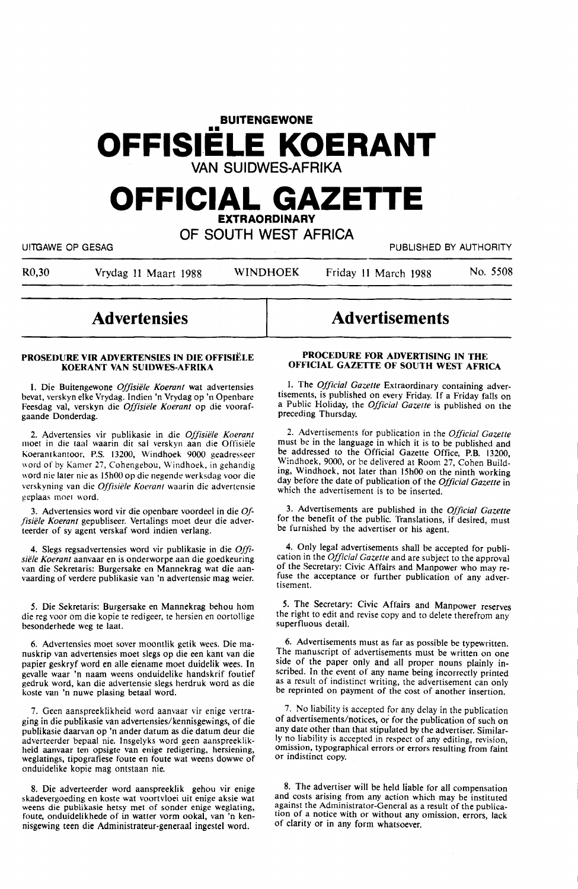**BUITENGEWONE**

# OFFISIËLE KOERANT

**VAN SUIDWES-AFRIKA**

# OFFICIAL GAZETTE

**EXTRAORDINARY**

**OF SOUTH WEST AFRICA**

UITGAWE OP GESAG — PUBLISHED BY AUTHORITY

R0,30 — Vrydag 11 Maart 1988 — WINDHOEK — Friday 11 March 1988 — No. 5508

## Advertensies

### PROSEDURE VIR ADVERTENSIES IN DIE OFFISIËLE KOERANT VAN SUIDWES-AFRIKA

1. Die Buitengewone *Offisiële Koerant* wat advertensies bevat, verskyn elke Vrydag. Indien 'n Vrydag op 'n Openbare Feesdag val, verskyn die *Offisiële Koerant* op die voorafgaande Donderdag.

2. Advertensies vir publikasie in die *Offisiële Koerant* moet in die taal waarin dit sal verskyn aan die Offisiële Koerantkantoor, P.S. 13200, Windhoek 9000 geadresseer word of by Kamer 27, Cohengebou, Windhoek, in gehandig word nie later nie as 15h00 op die negende werksdag voor die verskyning van die *Offisiële Koerant* waarin die advertensie geplaas moet word.

3. Advertensies word vir die openbare voordeel in die *Offisiële Koerant* gepubliseer. Vertalings moet deur die adverteerder of sy agent verskaf word indien verlang.

4. Slegs regsadvertensies word vir publikasie in die *Offisiële Koerant* aanvaar en is onderworpe aan die goedkeuring van die Sekretaris: Burgersake en Mannekrag wat die aanvaarding of verdere publikasie van 'n advertensie mag weier.

5. Die Sekretaris: Burgersake en Mannekrag behou hom die reg voor om die kopie te redigeer, te hersien en oortollige besonderhede weg te laat.

6. Advertensies moet sover moontlik getik wees. Die manuskrip van advertensies moet slegs op die een kant van die papier geskryf word en alle eiename moet duidelik wees. In gevalle waar 'n naam weens onduidelike handskrif foutief gedruk word, kan die advertensie slegs herdruk word as die koste van 'n nuwe plasing betaal word.

7. Geen aanspreeklikheid word aanvaar vir enige vertraging in die publikasie van advertensies/kennisgewings, of die publikasie daarvan op 'n ander datum as die datum deur die adverteerder bepaal nie. Insgelyks word geen aanspreeklikheid aanvaar ten opsigte van enige redigering, hersiening, weglatings, tipografiese foute en foute wat weens dowwe of onduidelike kopie mag ontstaan nie.

8. Die adverteerder word aanspreeklik gehou vir enige skadevergoeding en koste wat voortvloei uit enige aksie wat weens die publikasie hetsy met of sonder enige weglating, foute, onduidelikhede of in watter vorm ookal, van 'n kennisgewing teen die Administrateur-generaal ingestel word.

## Advertisements

### PROCEDURE FOR ADVERTISING IN THE OFFICIAL GAZETTE OF SOUTH WEST AFRICA

1. The *Official Gazette* Extraordinary containing advertisements, is published on every Friday. If a Friday falls on a Public Holiday, the *Official Gazette* is published on the preceding Thursday.

2. Advertisements for publication in the *Official Gazette* must be in the language in which it is to be published and be addressed to the Official Gazette Office, P.B. 13200, Windhoek, 9000, or be delivered at Room 27, Cohen Building, Windhoek, not later than 15h00 on the ninth working day before the date of publication of the *Official Gazette* in which the advertisement is to be inserted.

3. Advertisements are published in the *Official Gazette* for the benefit of the public. Translations, if desired, must be furnished by the advertiser or his agent.

4. Only legal advertisements shall be accepted for publication in the *Official Gazette* and are subject to the approval of the Secretary: Civic Affairs and Manpower who may refuse the acceptance or further publication of any advertisement.

5. The Secretary: Civic Affairs and Manpower reserves the right to edit and revise copy and to delete therefrom any superfluous detail.

6. Advertisements must as far as possible be typewritten. The manuscript of advertisements must be written on one side of the paper only and all proper nouns plainly inscribed. In the event of any name being incorrectly printed as a result of indistinct writing, the advertisement can only be reprinted on payment of the cost of another insertion.

7. No liability is accepted for any delay in the publication of advertisements/notices, or for the publication of such on any date other than that stipulated by the advertiser. Similarly no liability is accepted in respect of any editing, revision, omission, typographical errors or errors resulting from faint or indistinct copy.

8. The advertiser will be held liable for all compensation and costs arising from any action which may be instituted against the Administrator-General as a result of the publication of a notice with or without any omission, errors, lack of clarity or in any form whatsoever.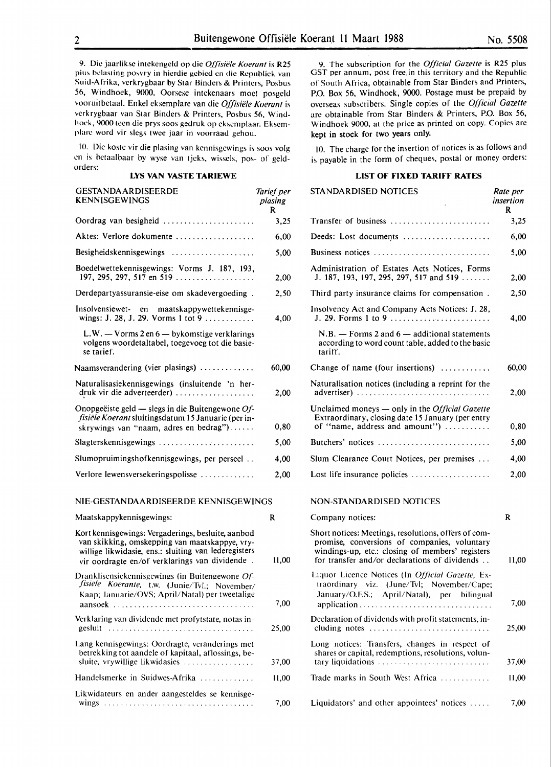9. Die jaarlikse intekengeld op die *Offisiële Koerant* is R25 plus belasting posvry in hierdie gebied en die Republiek van Suid-Afrika, verkrygbaar by Star Binders & Printers, Posbus 56, Windhoek, 9000. Oorsese intekenaars moet posgeld vooruitbetaal. Enkel eksemplare van die *Offisiële Koerant* is verkrygbaar van Star Binders & Printers, Posbus 56, Windhoek, 9000 teen die prys soos gedruk op eksemplaar. Eksemplare word vir slegs twee jaar in voorraad gehou.

10. Die koste vir die plasing van kennisgewings is soos volg en is betaalbaar by wyse van tjeks, wissels, pos- of geldorders:

**LYS VAN VASTE TARIEWE**

| GESTANDAARDISEERDE KENNISGEWINGS | Tarief per plasing R |
|---|---|
| Oordrag van besigheid | 3,25 |
| Aktes: Verlore dokumente | 6,00 |
| Besigheidskennisgewings | 5,00 |
| Boedelwettekennisgewings: Vorms J. 187, 193, 197, 295, 297, 517 en 519 | 2,00 |
| Derdepartyassuransie-eise om skadevergoeding | 2,50 |
| Insolvensiewet- en maatskappywettekennisgewings: J. 28, J. 29. Vorms 1 tot 9 | 4,00 |
| L.W. — Vorms 2 en 6 — bykomstige verklarings volgens woordetaltabel, toegevoeg tot die basiese tarief. | |
| Naamsverandering (vier plasings) | 60,00 |
| Naturalisasiekennisgewings (insluitende 'n herdruk vir die adverteerder) | 2,00 |
| Onopgeëiste geld — slegs in die Buitengewone *Offisiële Koerant* sluitingsdatum 15 Januarie (per inskrywings van "naam, adres en bedrag") | 0,80 |
| Slagterskennisgewings | 5,00 |
| Slumopruimingshofkennisgewings, per perseel | 4,00 |
| Verlore lewensversekeringspolisse | 2,00 |

NIE-GESTANDAARDISEERDE KENNISGEWINGS

| Maatskappykennisgewings: | R |
|---|---|
| Kort kennisgewings: Vergaderings, besluite, aanbod van skikking, omskepping van maatskappye, vrywillige likwidasie, ens.: sluiting van lederegisters vir oordragte en/of verklarings van dividende | 11,00 |
| Dranklisensiekennisgewings (in Buitengewone *Offisiële Koerante*, t.w. (Junie/Tvl.; November/Kaap; Januarie/OVS; April/Natal) per tweetalige aansoek | 7,00 |
| Verklaring van dividende met profytstate, notas ingesluit | 25,00 |
| Lang kennisgewings: Oordragte, veranderings met betrekking tot aandele of kapitaal, aflossings, besluite, vrywillige likwidasies | 37,00 |
| Handelsmerke in Suidwes-Afrika | 11,00 |
| Likwidateurs en ander aangesteldes se kennisgewings | 7,00 |

9. The subscription for the *Official Gazette* is R25 plus GST per annum, post free in this territory and the Republic of South Africa, obtainable from Star Binders and Printers, P.O. Box 56, Windhoek, 9000. Postage must be prepaid by overseas subscribers. Single copies of the *Official Gazette* are obtainable from Star Binders & Printers, P.O. Box 56, Windhoek 9000, at the price as printed on copy. Copies are kept in stock for two years only.

10. The charge for the insertion of notices is as follows and is payable in the form of cheques, postal or money orders:

**LIST OF FIXED TARIFF RATES**

| STANDARDISED NOTICES | Rate per insertion R |
|---|---|
| Transfer of business | 3,25 |
| Deeds: Lost documents | 6,00 |
| Business notices | 5,00 |
| Administration of Estates Acts Notices, Forms J. 187, 193, 197, 295, 297, 517 and 519 | 2,00 |
| Third party insurance claims for compensation | 2,50 |
| Insolvency Act and Company Acts Notices: J. 28, J. 29. Forms 1 to 9 | 4,00 |
| N.B. — Forms 2 and 6 — additional statements according to word count table, added to the basic tariff. | |
| Change of name (four insertions) | 60,00 |
| Naturalisation notices (including a reprint for the advertiser) | 2,00 |
| Unclaimed moneys — only in the *Official Gazette* Extraordinary, closing date 15 January (per entry of "name, address and amount") | 0,80 |
| Butchers' notices | 5,00 |
| Slum Clearance Court Notices, per premises | 4,00 |
| Lost life insurance policies | 2,00 |

NON-STANDARDISED NOTICES

| Company notices: | R |
|---|---|
| Short notices: Meetings, resolutions, offers of compromise, conversions of companies, voluntary windings-up, etc.: closing of members' registers for transfer and/or declarations of dividends | 11,00 |
| Liquor Licence Notices (In *Official Gazette*, Extraordinary viz. (June/Tvl; November/Cape; January/O.F.S.; April/Natal), per bilingual application | 7,00 |
| Declaration of dividends with profit statements, including notes | 25,00 |
| Long notices: Transfers, changes in respect of shares or capital, redemptions, resolutions, voluntary liquidations | 37,00 |
| Trade marks in South West Africa | 11,00 |
| Liquidators' and other appointees' notices | 7,00 |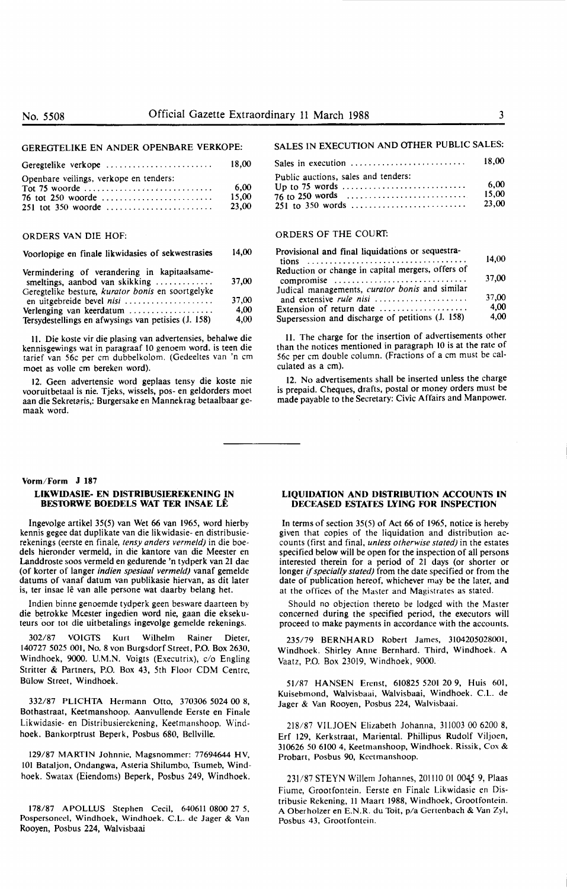## GEREGTELIKE EN ANDER OPENBARE VERKOPE:

| | |
|---|---|
| Geregtelike verkope | 18,00 |
| Openbare veilings, verkope en tenders: | |
| Tot 75 woorde | 6,00 |
| 76 tot 250 woorde | 15,00 |
| 251 tot 350 woorde | 23,00 |

## ORDERS VAN DIE HOF:

| | |
|---|---|
| Voorlopige en finale likwidasies of sekwestrasies | 14,00 |
| Vermindering of verandering in kapitaalsamesmeltings, aanbod van skikking | 37,00 |
| Geregtelike besture, *kurator bonis* en soortgelyke en uitgebreide bevel *nisi* | 37,00 |
| Verlenging van keerdatum | 4,00 |
| Tersydestellings en afwysings van petisies (J. 158) | 4,00 |

11. Die koste vir die plasing van advertensies, behalwe die kennisgewings wat in paragraaf 10 genoem word, is teen die tarief van 56c per cm dubbelkolom. (Gedeeltes van 'n cm moet as volle cm bereken word).

12. Geen advertensie word geplaas tensy die koste nie vooruitbetaal is nie. Tjeks, wissels, pos- en geldorders moet aan die Sekretaris,: Burgersake en Mannekrag betaalbaar gemaak word.

## SALES IN EXECUTION AND OTHER PUBLIC SALES:

| | |
|---|---|
| Sales in execution | 18,00 |
| Public auctions, sales and tenders: | |
| Up to 75 words | 6,00 |
| 76 to 250 words | 15,00 |
| 251 to 350 words | 23,00 |

## ORDERS OF THE COURT:

| | |
|---|---|
| Provisional and final liquidations or sequestrations | 14,00 |
| Reduction or change in capital mergers, offers of compromise | 37,00 |
| Judical managements, *curator bonis* and similar and extensive *rule nisi* | 37,00 |
| Extension of return date | 4,00 |
| Supersession and discharge of petitions (J. 158) | 4,00 |

11. The charge for the insertion of advertisements other than the notices mentioned in paragraph 10 is at the rate of 56c per cm double column. (Fractions of a cm must be calculated as a cm).

12. No advertisements shall be inserted unless the charge is prepaid. Cheques, drafts, postal or money orders must be made payable to the Secretary: Civic Affairs and Manpower.

---

**Vorm/Form J 187**

### LIKWIDASIE- EN DISTRIBUSIEREKENING IN BESTORWE BOEDELS WAT TER INSAE LÊ

Ingevolge artikel 35(5) van Wet 66 van 1965, word hierby kennis gegee dat duplikate van die likwidasie- en distribusierekenings (eerste en finale, *tensy anders vermeld)* in die boedels hieronder vermeld, in die kantore van die Meester en Landdroste soos vermeld en gedurende 'n tydperk van 21 dae (of korter of langer *indien spesiaal vermeld)* vanaf gemelde datums of vanaf datum van publikasie hiervan, as dit later is, ter insae lê van alle persone wat daarby belang het.

Indien binne genoemde tydperk geen besware daarteen by die betrokke Meester ingedien word nie, gaan die eksekuteurs oor tot die uitbetalings ingevolge gemelde rekenings.

302/87 VOIGTS Kurt Wilhelm Rainer Dieter, 140727 5025 001, No. 8 von Burgsdorf Street, P.O. Box 2630, Windhoek, 9000. U.M.N. Voigts (Executrix), c/o Engling Stritter & Partners, P.O. Box 43, 5th Floor CDM Centre, Bülow Street, Windhoek.

332/87 PLICHTA Hermann Otto, 370306 5024 00 8, Bothastraat, Keetmanshoop. Aanvullende Eerste en Finale Likwidasie- en Distribusierekening, Keetmanshoop. Windhoek. Bankorptrust Beperk, Posbus 680, Bellville.

129/87 MARTIN Johnnie, Magsnommer: 77694644 HV, 101 Bataljon, Ondangwa, Asteria Shilumbo, Tsumeb, Windhoek. Swatax (Eiendoms) Beperk, Posbus 249, Windhoek.

178/87 APOLLUS Stephen Cecil, 640611 0800 27 5, Pospersoneel, Windhoek, Windhoek. C.L. de Jager & Van Rooyen, Posbus 224, Walvisbaai

### LIQUIDATION AND DISTRIBUTION ACCOUNTS IN DECEASED ESTATES LYING FOR INSPECTION

In terms of section 35(5) of Act 66 of 1965, notice is hereby given that copies of the liquidation and distribution accounts (first and final, *unless otherwise stated)* in the estates specified below will be open for the inspection of all persons interested therein for a period of 21 days (or shorter or longer *if specially stated)* from the date specified or from the date of publication hereof, whichever may be the later, and at the offices of the Master and Magistrates as stated.

Should no objection thereto be lodged with the Master concerned during the specified period, the executors will proceed to make payments in accordance with the accounts.

235/79 BERNHARD Robert James, 3104205028001, Windhoek. Shirley Anne Bernhard. Third, Windhoek. A Vaatz, P.O. Box 23019, Windhoek, 9000.

51/87 HANSEN Erenst, 610825 5201 20 9, Huis 601, Kuisebmond, Walvisbaai, Walvisbaai, Windhoek. C.L. de Jager & Van Rooyen, Posbus 224, Walvisbaai.

218/87 VILJOEN Elizabeth Johanna, 311003 00 6200 8, Erf 129, Kerkstraat, Mariental. Phillipus Rudolf Viljoen, 310626 50 6100 4, Keetmanshoop, Windhoek. Rissik, Cox & Probart, Posbus 90, Keetmanshoop.

231/87 STEYN Willem Johannes, 201110 01 0045 9, Plaas Fiume, Grootfontein. Eerste en Finale Likwidasie en Distribusie Rekening, 11 Maart 1988, Windhoek, Grootfontein. A Oberholzer en E.N.R. du Toit, p/a Gertenbach & Van Zyl, Posbus 43, Grootfontein.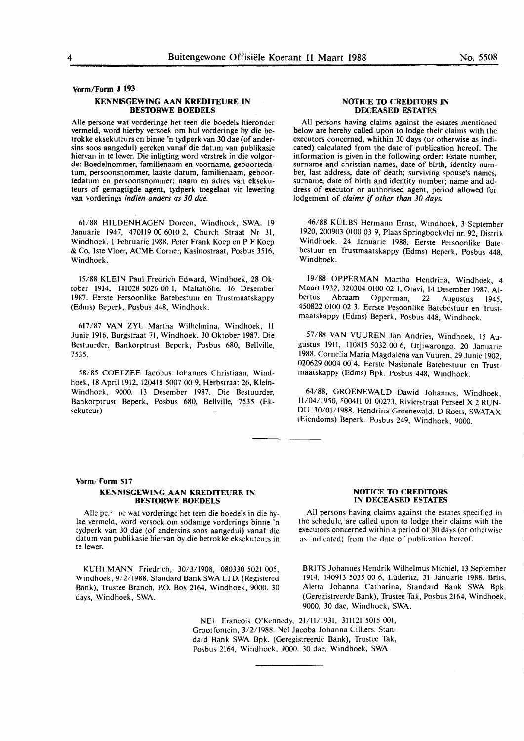**Vorm/Form J 193**

### KENNISGEWING AAN KREDITEURE IN BESTORWE BOEDELS

Alle persone wat vorderinge het teen die boedels hieronder vermeld, word hierby versoek om hul vorderinge by die betrokke eksekuteurs en binne 'n tydperk van 30 dae (of andersins soos aangedui) gereken vanaf die datum van publikasie hiervan in te lewer. Die inligting word verstrek in die volgorde: Boedelnommer, familienaam en voorname, geboortedatum, persoonsnommer, laaste datum, familienaam, geboortedatum en persoonsnommer; naam en adres van eksekuteurs of gemagtigde agent, tydperk toegelaat vir lewering van vorderings *indien anders as 30 dae.*

### NOTICE TO CREDITORS IN DECEASED ESTATES

All persons having claims against the estates mentioned below are hereby called upon to lodge their claims with the executors concerned, whithin 30 days (or otherwise as indicated) calculated from the date of publication hereof. The information is given in the following order: Estate number, surname and christian names, date of birth, identity number, last address, date of death; surviving spouse's names, surname, date of birth and identity number; name and address of executor or authorised agent, period allowed for lodgement of *claims if other than 30 days.*

61/88 HILDENHAGEN Doreen, Windhoek, SWA. 19 Januarie 1947, 470119 00 6010 2, Church Straat Nr 31, Windhoek. 1 Februarie 1988. Peter Frank Koep en P F Koep & Co, 1ste Vloer, ACME Corner, Kasinostraat, Posbus 3516, Windhoek.

15/88 KLEIN Paul Fredrich Edward, Windhoek, 28 Oktober 1914, 141028 5026 00 1, Maltahöhe. 16 Desember 1987. Eerste Persoonlike Batebestuur en Trustmaatskappy (Edms) Beperk, Posbus 448, Windhoek.

617/87 VAN ZYL Martha Wilhelmina, Windhoek, 11 Junie 1916, Burgstraat 71, Windhoek. 30 Oktober 1987. Die Bestuurder, Bankorptrust Beperk, Posbus 680, Bellville, 7535.

58/85 COETZEE Jacobus Johannes Christiaan, Windhoek, 18 April 1912, 120418 5007 00 9, Herbstraat 26, Klein-Windhoek, 9000. 13 Desember 1987. Die Bestuurder, Bankorptrust Beperk, Posbus 680, Bellville, 7535 (Eksekuteur)

46/88 KÜLBS Hermann Ernst, Windhoek, 3 September 1920, 200903 0100 03 9, Plaas Springbockvlei nr. 92, Distrik Windhoek. 24 Januarie 1988. Eerste Persoonlike Batebestuur en Trustmaatskappy (Edms) Beperk, Posbus 448, Windhoek.

19/88 OPPERMAN Martha Hendrina, Windhoek, 4 Maart 1932, 320304 0100 02 1, Otavi, 14 Desember 1987. Albertus Abraam Opperman, 22 Augustus 1945, 450822 0100 02 3. Eerste Pesoonlike Batebestuur en Trustmaatskappy (Edms) Beperk, Posbus 448, Windhoek.

57/88 VAN VUUREN Jan Andries, Windhoek, 15 Augustus 1911, 110815 5032 00 6, Otjiwarongo. 20 Januarie 1988. Cornelia Maria Magdalena van Vuuren, 29 Junie 1902, 020629 0004 00 4. Eerste Nasionale Batebestuur en Trustmaatskappy (Edms) Bpk. Posbus 448, Windhoek.

64/88, GROENEWALD Dawid Johannes, Windhoek, 11/04/1950, 500411 01 00273, Rivierstraat Perseel X 2 RUNDU. 30/01/1988. Hendrina Groenewald. D Roets, SWATAX (Eiendoms) Beperk. Posbus 249, Windhoek, 9000.

---

**Vorm/Form 517**

### KENNISGEWING AAN KREDITEURE IN BESTORWE BOEDELS

Alle pe.' ne wat vorderinge het teen die boedels in die bylae vermeld, word versoek om sodanige vorderings binne 'n tydperk van 30 dae (of andersins soos aangedui) vanaf die datum van publikasie hiervan by die betrokke eksekuteu;s in te lewer.

### NOTICE TO CREDITORS IN DECEASED ESTATES

All persons having claims against the estates specified in the schedule, are called upon to lodge their claims with the executors concerned within a period of 30 days (or otherwise as indicated) from the date of publication hereof.

KUHLMANN Friedrich, 30/3/1908, 080330 5021 005, Windhoek, 9/2/1988. Standard Bank SWA LTD. (Registered Bank), Trustee Branch, P.O. Box 2164, Windhoek, 9000. 30 days, Windhoek, SWA.

BRITS Johannes Hendrik Wilhelmus Michiel, 13 September 1914, 140913 5035 00 6, Lüderitz, 31 Januarie 1988. Brits, Aletta Johanna Catharina, Standard Bank SWA Bpk. (Geregistreerde Bank), Trustee Tak, Posbus 2164, Windhoek, 9000, 30 dae, Windhoek, SWA.

NEL Francois O'Kennedy, 21/11/1931, 311121 5015 001, Grootfontein, 3/2/1988. Nel Jacoba Johanna Cilliers. Standard Bank SWA Bpk. (Geregistreerde Bank), Trustee Tak, Posbus 2164, Windhoek, 9000. 30 dae, Windhoek, SWA

---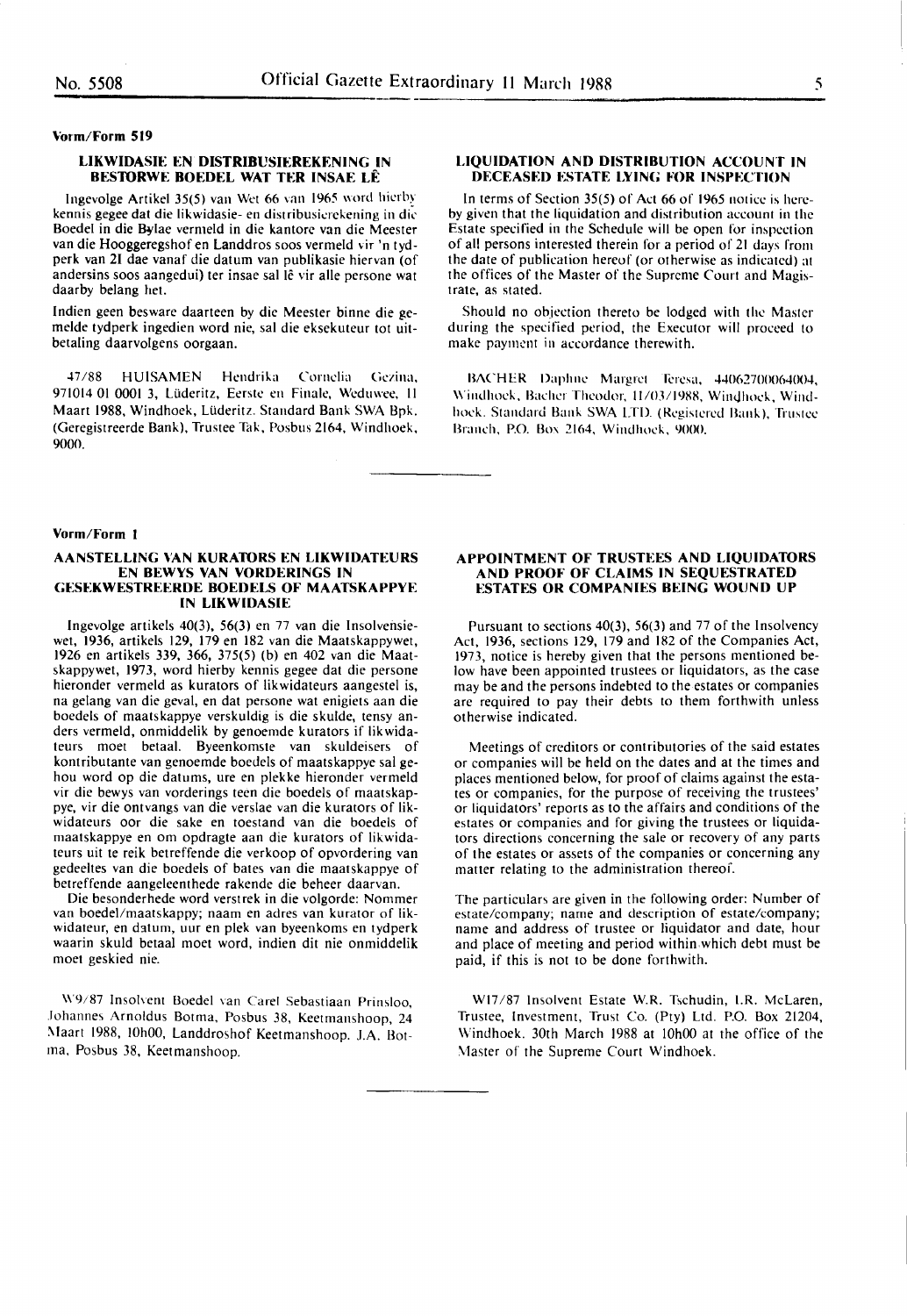**Vorm/Form 519**

### LIKWIDASIE EN DISTRIBUSIEREKENING IN BESTORWE BOEDEL WAT TER INSAE LÊ

Ingevolge Artikel 35(5) van Wet 66 van 1965 word hierby kennis gegee dat die likwidasie- en distribusierekening in die Boedel in die Bylae vermeld in die kantore van die Meester van die Hooggeregshof en Landdros soos vermeld vir 'n tydperk van 21 dae vanaf die datum van publikasie hiervan (of andersins soos aangedui) ter insae sal lê vir alle persone wat daarby belang het.

Indien geen besware daarteen by die Meester binne die gemelde tydperk ingedien word nie, sal die eksekuteur tot uitbetaling daarvolgens oorgaan.

47/88 HUISAMEN Hendrika Cornelia Gezina, 971014 01 0001 3, Lüderitz, Eerste en Finale, Weduwee, 11 Maart 1988, Windhoek, Lüderitz. Standard Bank SWA Bpk. (Geregistreerde Bank), Trustee Tak, Posbus 2164, Windhoek, 9000.

### LIQUIDATION AND DISTRIBUTION ACCOUNT IN DECEASED ESTATE LYING FOR INSPECTION

In terms of Section 35(5) of Act 66 of 1965 notice is hereby given that the liquidation and distribution account in the Estate specified in the Schedule will be open for inspection of all persons interested therein for a period of 21 days from the date of publication hereof (or otherwise as indicated) at the offices of the Master of the Supreme Court and Magistrate, as stated.

Should no objection thereto be lodged with the Master during the specified period, the Executor will proceed to make payment in accordance therewith.

BACHER Daphne Margret Teresa, 4406270006404, Windhoek, Bacher Theodor, 11/03/1988, Windhoek, Windhoek. Standard Bank SWA LTD. (Registered Bank), Trustee Branch, P.O. Box 2164, Windhoek, 9000.

---

**Vorm/Form 1**

### AANSTELLING VAN KURATORS EN LIKWIDATEURS EN BEWYS VAN VORDERINGS IN GESEKWESTREERDE BOEDELS OF MAATSKAPPYE IN LIKWIDASIE

Ingevolge artikels 40(3), 56(3) en 77 van die Insolvensiewet, 1936, artikels 129, 179 en 182 van die Maatskappywet, 1926 en artikels 339, 366, 375(5) (b) en 402 van die Maatskappywet, 1973, word hierby kennis gegee dat die persone hieronder vermeld as kurators of likwidateurs aangestel is, na gelang van die geval, en dat persone wat enigiets aan die boedels of maatskappye verskuldig is die skulde, tensy anders vermeld, onmiddelik by genoemde kurators if likwidateurs moet betaal. Byeenkomste van skuldeisers of kontributante van genoemde boedels of maatskappye sal gehou word op die datums, ure en plekke hieronder vermeld vir die bewys van vorderings teen die boedels of maatskappye, vir die ontvangs van die verslae van die kurators of likwidateurs oor die sake en toestand van die boedels of maatskappye en om opdragte aan die kurators of likwidateurs uit te reik betreffende die verkoop of opvordering van gedeeltes van die boedels of bates van die maatskappye of betreffende aangeleenthede rakende die beheer daarvan.

Die besonderhede word verstrek in die volgorde: Nommer van boedel/maatskappy; naam en adres van kurator of likwidateur, en datum, uur en plek van byeenkoms en tydperk waarin skuld betaal moet word, indien dit nie onmiddelik moet geskied nie.

W9/87 Insolvent Boedel van Carel Sebastiaan Prinsloo, Johannes Arnoldus Botma, Posbus 38, Keetmanshoop, 24 Maart 1988, 10h00, Landdroshof Keetmanshoop. J.A. Botma, Posbus 38, Keetmanshoop.

### APPOINTMENT OF TRUSTEES AND LIQUIDATORS AND PROOF OF CLAIMS IN SEQUESTRATED ESTATES OR COMPANIES BEING WOUND UP

Pursuant to sections 40(3), 56(3) and 77 of the Insolvency Act, 1936, sections 129, 179 and 182 of the Companies Act, 1973, notice is hereby given that the persons mentioned below have been appointed trustees or liquidators, as the case may be and the persons indebted to the estates or companies are required to pay their debts to them forthwith unless otherwise indicated.

Meetings of creditors or contributories of the said estates or companies will be held on the dates and at the times and places mentioned below, for proof of claims against the estates or companies, for the purpose of receiving the trustees' or liquidators' reports as to the affairs and conditions of the estates or companies and for giving the trustees or liquidators directions concerning the sale or recovery of any parts of the estates or assets of the companies or concerning any matter relating to the administration thereof.

The particulars are given in the following order: Number of estate/company; name and description of estate/company; name and address of trustee or liquidator and date, hour and place of meeting and period within which debt must be paid, if this is not to be done forthwith.

W17/87 Insolvent Estate W.R. Tschudin, I.R. McLaren, Trustee, Investment, Trust Co. (Pty) Ltd. P.O. Box 21204, Windhoek. 30th March 1988 at 10h00 at the office of the Master of the Supreme Court Windhoek.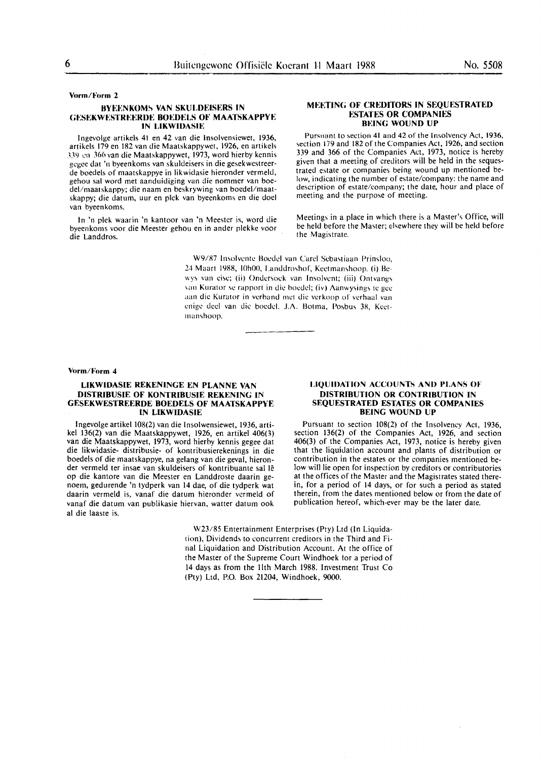**Vorm/Form 2**

## BYEENKOMS VAN SKULDEISERS IN GESEKWESTREERDE BOEDELS OF MAATSKAPPYE IN LIKWIDASIE

Ingevolge artikels 41 en 42 van die Insolvensiewet, 1936, artikels 179 en 182 van die Maatskappywet, 1926, en artikels 339 en 366 van die Maatskappywet, 1973, word hierby kennis gegee dat 'n byeenkoms van skuldeisers in die gesekwestreerde boedels of maatskappye in likwidasie hieronder vermeld, gehou sal word met aanduiding van die nommer van boedel/maatskappy; die naam en beskrywing van boedel/maatskappy; die datum, uur en plek van byeenkoms en die doel van byeenkoms.

In 'n plek waarin 'n kantoor van 'n Meester is, word die byeenkoms voor die Meester gehou en in ander plekke voor die Landdros.

## MEETING OF CREDITORS IN SEQUESTRATED ESTATES OR COMPANIES BEING WOUND UP

Pursuant to section 41 and 42 of the Insolvency Act, 1936, section 179 and 182 of the Companies Act, 1926, and section 339 and 366 of the Companies Act, 1973, notice is hereby given that a meeting of creditors will be held in the sequestrated estate or companies being wound up mentioned below, indicating the number of estate/company: the name and description of estate/company; the date, hour and place of meeting and the purpose of meeting.

Meetings in a place in which there is a Master's Office, will be held before the Master; elsewhere they will be held before the Magistrate.

W9/87 Insolvente Boedel van Carel Sebastiaan Prinsloo, 24 Maart 1988, 10h00, Landdroshof, Keetmanshoop. (i) Bewys van eise; (ii) Ondersoek van Insolvent; (iii) Ontvangs van Kurator se rapport in die boedel; (iv) Aanwysings te gee aan die Kurator in verband met die verkoop of verhaal van enige deel van die boedel. J.A. Botma, Posbus 38, Keetmanshoop.

---

**Vorm/Form 4**

## LIKWIDASIE REKENINGE EN PLANNE VAN DISTRIBUSIE OF KONTRIBUSIE REKENING IN GESEKWESTREERDE BOEDELS OF MAATSKAPPYE IN LIKWIDASIE

Ingevolge artikel 108(2) van die Insolwensiewet, 1936, artikel 136(2) van die Maatskappywet, 1926, en artikel 406(3) van die Maatskappywet, 1973, word hierby kennis gegee dat die likwidasie- distribusie- of kontribusierekenings in die boedels of die maatskappye, na gelang van die geval, hieronder vermeld ter insae van skuldeisers of kontribuante sal lê op die kantore van die Meester en Landdroste daarin genoem, gedurende 'n tydperk van 14 dae, of die tydperk wat daarin vermeld is, vanaf die datum hieronder vermeld of vanaf die datum van publikasie hiervan, watter datum ook al die laaste is.

## LIQUIDATION ACCOUNTS AND PLANS OF DISTRIBUTION OR CONTRIBUTION IN SEQUESTRATED ESTATES OR COMPANIES BEING WOUND UP

Pursuant to section 108(2) of the Insolvency Act, 1936, section 136(2) of the Companies Act, 1926, and section 406(3) of the Companies Act, 1973, notice is hereby given that the liquidation account and plants of distribution or contribution in the estates or the companies mentioned below will lie open for inspection by creditors or contributories at the offices of the Master and the Magistrates stated therein, for a period of 14 days, or for such a period as stated therein, from the dates mentioned below or from the date of publication hereof, which-ever may be the later date.

W23/85 Entertainment Enterprises (Pty) Ltd (In Liquidation), Dividends to concurrent creditors in the Third and Final Liquidation and Distribution Account. At the office of the Master of the Supreme Court Windhoek for a period of 14 days as from the 11th March 1988. Investment Trust Co (Pty) Ltd, P.O. Box 21204, Windhoek, 9000.

---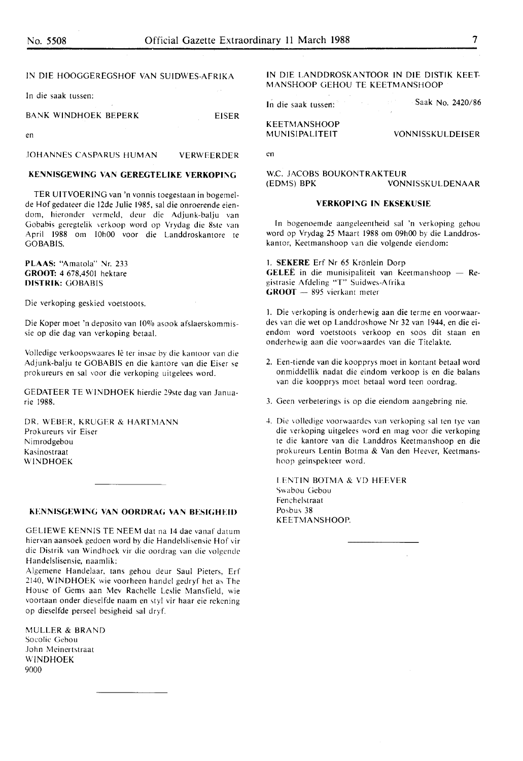IN DIE HOOGGEREGSHOF VAN SUIDWES-AFRIKA

In die saak tussen:

BANK WINDHOEK BEPERK — EISER

en

JOHANNES CASPARUS HUMAN — VERWEERDER

**KENNISGEWING VAN GEREGTELIKE VERKOPING**

TER UITVOERING van 'n vonnis toegestaan in bogemelde Hof gedateer die 12de Julie 1985, sal die onroerende eiendom, hieronder vermeld, deur die Adjunk-balju van Gobabis geregtelik verkoop word op Vrydag die 8ste van April 1988 om 10h00 voor die Landdroskantore te GOBABIS.

**PLAAS:** "Amatola" Nr. 233
**GROOT:** 4 678,4501 hektare
**DISTRIK:** GOBABIS

Die verkoping geskied voetstoots.

Die Koper moet 'n deposito van 10% asook afslaerskommissie op die dag van verkoping betaal.

Volledige verkoopswaares lê ter insae by die kantoor van die Adjunk-balju te GOBABIS en die kantore van die Eiser se prokureurs en sal voor die verkoping uitgelees word.

GEDATEER TE WINDHOEK hierdie 29ste dag van Januarie 1988.

DR. WEBER, KRUGER & HARTMANN
Prokureurs vir Eiser
Nimrodgebou
Kasinostraat
WINDHOEK

---

**KENNISGEWING VAN OORDRAG VAN BESIGHEID**

GELIEWE KENNIS TE NEEM dat na 14 dae vanaf datum hiervan aansoek gedoen word by die Handelslisensie Hof vir die Distrik van Windhoek vir die oordrag van die volgende Handelslisensie, naamlik:
Algemene Handelaar, tans gehou deur Saul Pieters, Erf 2140, WINDHOEK wie voorheen handel gedryf het as The House of Gems aan Mev Rachelle Leslie Mansfield, wie voortaan onder dieselfde naam en styl vir haar eie rekening op dieselfde perseel besigheid sal dryf.

MULLER & BRAND
Socolic Gebou
John Meinertstraat
WINDHOEK
9000

---

IN DIE LANDDROSKANTOOR IN DIE DISTIK KEETMANSHOOP GEHOU TE KEETMANSHOOP

In die saak tussen: — Saak No. 2420/86

KEETMANSHOOP MUNISIPALITEIT — VONNISSKULDEISER

en

W.C. JACOBS BOUKONTRAKTEUR (EDMS) BPK — VONNISSKULDENAAR

**VERKOPING IN EKSEKUSIE**

In bogenoemde aangeleentheid sal 'n verkoping gehou word op Vrydag 25 Maart 1988 om 09h00 by die Landdroskantor, Keetmanshoop van die volgende eiendom:

1. **SEKERE** Erf Nr 65 Krönlein Dorp
**GELEË** in die munisipaliteit van Keetmanshoop — Registrasie Afdeling "T" Suidwes-Afrika
**GROOT** — 895 vierkant meter

1. Die verkoping is onderhewig aan die terme en voorwaardes van die wet op Landdroshowe Nr 32 van 1944, en die eiendom word voetstoots verkoop en soos dit staan en onderhewig aan die voorwaardes van die Titelakte.
2. Een-tiende van die koopprys moet in kontant betaal word onmiddellik nadat die eindom verkoop is en die balans van die koopprys moet betaal word teen oordrag.
3. Geen verbeterings is op die eiendom aangebring nie.
4. Die volledige voorwaardes van verkoping sal ten tye van die verkoping uitgelees word en mag voor die verkoping te die kantore van die Landdros Keetmanshoop en die prokureurs Lentin Botma & Van den Heever, Keetmanshoop geinspekteer word.

LENTIN BOTMA & VD HEEVER
Swabou Gebou
Fenchelstraat
Posbus 38
KEETMANSHOOP.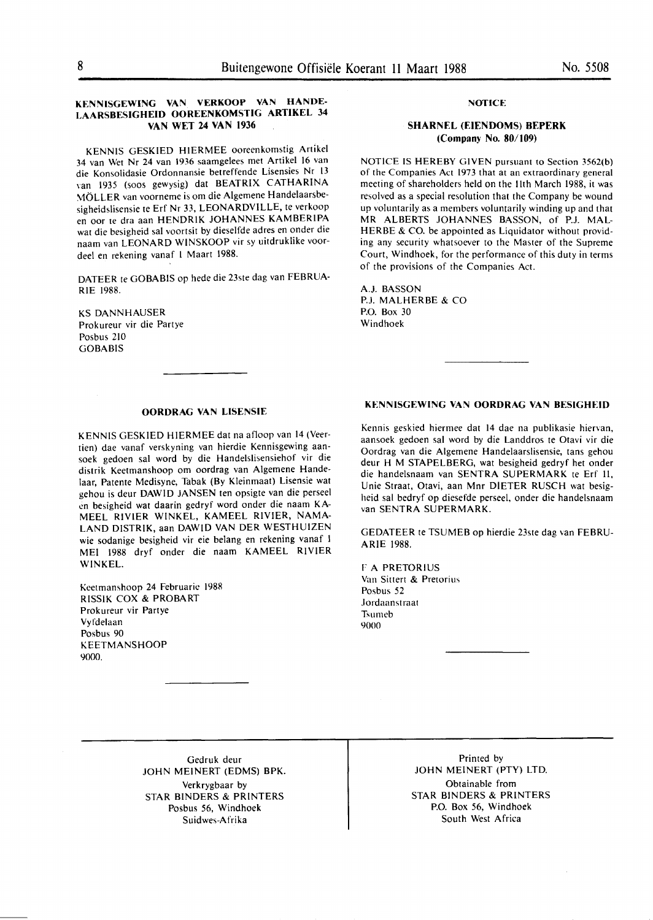### KENNISGEWING VAN VERKOOP VAN HANDELAARSBESIGHEID OOREENKOMSTIG ARTIKEL 34 VAN WET 24 VAN 1936

KENNIS GESKIED HIERMEE ooreenkomstig Artikel 34 van Wet Nr 24 van 1936 saamgelees met Artikel 16 van die Konsolidasie Ordonnansie betreffende Lisensies Nr 13 van 1935 (soos gewysig) dat BEATRIX CATHARINA MÖLLER van voorneme is om die Algemene Handelaarsbesigheidslisensie te Erf Nr 33, LEONARDVILLE, te verkoop en oor te dra aan HENDRIK JOHANNES KAMBERIPA wat die besigheid sal voortsit by dieselfde adres en onder die naam van LEONARD WINSKOOP vir sy uitdruklike voordeel en rekening vanaf 1 Maart 1988.

DATEER te GOBABIS op hede die 23ste dag van FEBRUARIE 1988.

KS DANNHAUSER
Prokureur vir die Partye
Posbus 210
GOBABIS

### OORDRAG VAN LISENSIE

KENNIS GESKIED HIERMEE dat na afloop van 14 (Veertien) dae vanaf verskyning van hierdie Kennisgewing aansoek gedoen sal word by die Handelslisensiehof vir die distrik Keetmanshoop om oordrag van Algemene Handelaar, Patente Medisyne, Tabak (By Kleinmaat) Lisensie wat gehou is deur DAWID JANSEN ten opsigte van die perseel en besigheid wat daarin gedryf word onder die naam KAMEEL RIVIER WINKEL, KAMEEL RIVIER, NAMALAND DISTRIK, aan DAWID VAN DER WESTHUIZEN wie sodanige besigheid vir eie belang en rekening vanaf 1 MEI 1988 dryf onder die naam KAMEEL RIVIER WINKEL.

Keetmanshoop 24 Februarie 1988
RISSIK COX & PROBART
Prokureur vir Partye
Vyfdelaan
Posbus 90
KEETMANSHOOP
9000.

### NOTICE

### SHARNEL (EIENDOMS) BEPERK (Company No. 80/109)

NOTICE IS HEREBY GIVEN pursuant to Section 3562(b) of the Companies Act 1973 that at an extraordinary general meeting of shareholders held on the 11th March 1988, it was resolved as a special resolution that the Company be wound up voluntarily as a members voluntarily winding up and that MR ALBERTS JOHANNES BASSON, of P.J. MALHERBE & CO. be appointed as Liquidator without providing any security whatsoever to the Master of the Supreme Court, Windhoek, for the performance of this duty in terms of the provisions of the Companies Act.

A.J. BASSON
P.J. MALHERBE & CO
P.O. Box 30
Windhoek

### KENNISGEWING VAN OORDRAG VAN BESIGHEID

Kennis geskied hiermee dat 14 dae na publikasie hiervan, aansoek gedoen sal word by die Landdros te Otavi vir die Oordrag van die Algemene Handelaarslisensie, tans gehou deur H M STAPELBERG, wat besigheid gedryf het onder die handelsnaam van SENTRA SUPERMARK te Erf 11, Unie Straat, Otavi, aan Mnr DIETER RUSCH wat besigheid sal bedryf op diesefde perseel, onder die handelsnaam van SENTRA SUPERMARK.

GEDATEER te TSUMEB op hierdie 23ste dag van FEBRUARIE 1988.

F A PRETORIUS
Van Sittert & Pretorius
Posbus 52
Jordaanstraat
Tsumeb
9000

---

Gedruk deur
JOHN MEINERT (EDMS) BPK.
Verkrygbaar by
STAR BINDERS & PRINTERS
Posbus 56, Windhoek
Suidwes-Afrika

Printed by
JOHN MEINERT (PTY) LTD.
Obtainable from
STAR BINDERS & PRINTERS
P.O. Box 56, Windhoek
South West Africa